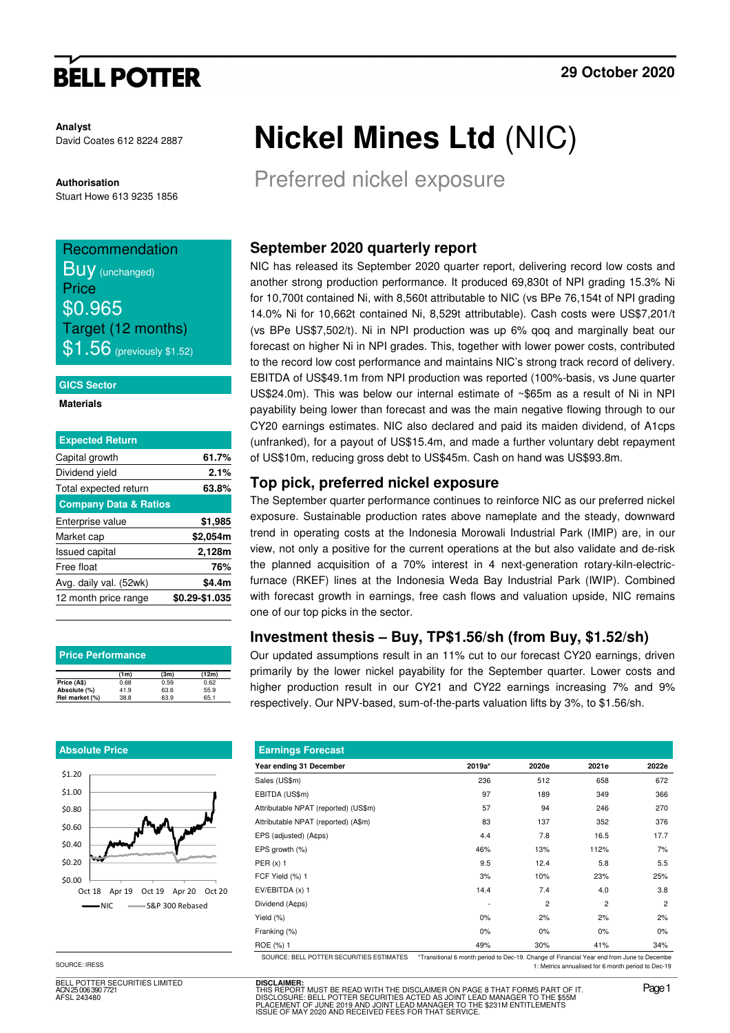# BELL POTTER

**29 October 2020**

**Analyst**
David Coates 612 8224 2887

**Authorisation**
Stuart Howe 613 9235 1856

# Nickel Mines Ltd (NIC)

## Preferred nickel exposure

Recommendation
**Buy** (unchanged)
Price
**$0.965**
Target (12 months)
**$1.56** (previously $1.52)

**GICS Sector**

Materials

| Expected Return | |
|---|---|
| Capital growth | 61.7% |
| Dividend yield | 2.1% |
| Total expected return | 63.8% |
| **Company Data & Ratios** | |
| Enterprise value | $1,985 |
| Market cap | $2,054m |
| Issued capital | 2,128m |
| Free float | 76% |
| Avg. daily val. (52wk) | $4.4m |
| 12 month price range | $0.29-$1.035 |

**Price Performance**

| | (1m) | (3m) | (12m) |
|---|---|---|---|
| Price (A$) | 0.68 | 0.59 | 0.62 |
| Absolute (%) | 41.9 | 63.6 | 55.9 |
| Rel market (%) | 38.8 | 63.9 | 65.1 |

**Absolute Price**

SOURCE: IRESS

### September 2020 quarterly report

NIC has released its September 2020 quarter report, delivering record low costs and another strong production performance. It produced 69,830t of NPI grading 15.3% Ni for 10,700t contained Ni, with 8,560t attributable to NIC (vs BPe 76,154t of NPI grading 14.0% Ni for 10,662t contained Ni, 8,529t attributable). Cash costs were US$7,201/t (vs BPe US$7,502/t). Ni in NPI production was up 6% qoq and marginally beat our forecast on higher Ni in NPI grades. This, together with lower power costs, contributed to the record low cost performance and maintains NIC's strong track record of delivery. EBITDA of US$49.1m from NPI production was reported (100%-basis, vs June quarter US$24.0m). This was below our internal estimate of ~$65m as a result of Ni in NPI payability being lower than forecast and was the main negative flowing through to our CY20 earnings estimates. NIC also declared and paid its maiden dividend, of A1cps (unfranked), for a payout of US$15.4m, and made a further voluntary debt repayment of US$10m, reducing gross debt to US$45m. Cash on hand was US$93.8m.

### Top pick, preferred nickel exposure

The September quarter performance continues to reinforce NIC as our preferred nickel exposure. Sustainable production rates above nameplate and the steady, downward trend in operating costs at the Indonesia Morowali Industrial Park (IMIP) are, in our view, not only a positive for the current operations at the but also validate and de-risk the planned acquisition of a 70% interest in 4 next-generation rotary-kiln-electric-furnace (RKEF) lines at the Indonesia Weda Bay Industrial Park (IWIP). Combined with forecast growth in earnings, free cash flows and valuation upside, NIC remains one of our top picks in the sector.

### Investment thesis – Buy, TP$1.56/sh (from Buy, $1.52/sh)

Our updated assumptions result in an 11% cut to our forecast CY20 earnings, driven primarily by the lower nickel payability for the September quarter. Lower costs and higher production result in our CY21 and CY22 earnings increasing 7% and 9% respectively. Our NPV-based, sum-of-the-parts valuation lifts by 3%, to $1.56/sh.

**Earnings Forecast**

| Year ending 31 December | 2019a* | 2020e | 2021e | 2022e |
|---|---|---|---|---|
| Sales (US$m) | 236 | 512 | 658 | 672 |
| EBITDA (US$m) | 97 | 189 | 349 | 366 |
| Attributable NPAT (reported) (US$m) | 57 | 94 | 246 | 270 |
| Attributable NPAT (reported) (A$m) | 83 | 137 | 352 | 376 |
| EPS (adjusted) (A¢ps) | 4.4 | 7.8 | 16.5 | 17.7 |
| EPS growth (%) | 46% | 13% | 112% | 7% |
| PER (x) 1 | 9.5 | 12.4 | 5.8 | 5.5 |
| FCF Yield (%) 1 | 3% | 10% | 23% | 25% |
| EV/EBITDA (x) 1 | 14.4 | 7.4 | 4.0 | 3.8 |
| Dividend (A¢ps) | - | 2 | 2 | 2 |
| Yield (%) | 0% | 2% | 2% | 2% |
| Franking (%) | 0% | 0% | 0% | 0% |
| ROE (%) 1 | 49% | 30% | 41% | 34% |

SOURCE: BELL POTTER SECURITIES ESTIMATES *Transitional 6 month period to Dec-19. Change of Financial Year end from June to December
1: Metrics annualised for 6 month period to Dec-19

BELL POTTER SECURITIES LIMITED
ACN 25 006 390 7721
AFSL 243480

**DISCLAIMER:**
THIS REPORT MUST BE READ WITH THE DISCLAIMER ON PAGE 8 THAT FORMS PART OF IT.
DISCLOSURE: BELL POTTER SECURITIES ACTED AS JOINT LEAD MANAGER TO THE $55M PLACEMENT OF JUNE 2019 AND JOINT LEAD MANAGER TO THE $231M ENTITLEMENTS ISSUE OF MAY 2020 AND RECEIVED FEES FOR THAT SERVICE.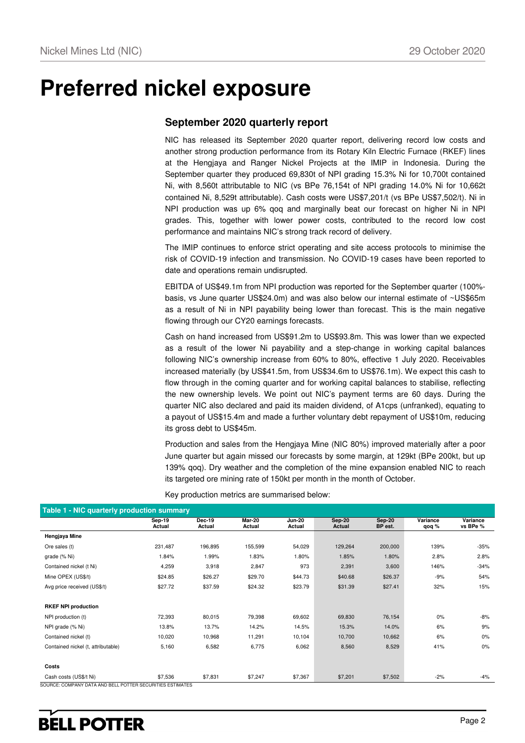# Preferred nickel exposure

## September 2020 quarterly report

NIC has released its September 2020 quarter report, delivering record low costs and another strong production performance from its Rotary Kiln Electric Furnace (RKEF) lines at the Hengjaya and Ranger Nickel Projects at the IMIP in Indonesia. During the September quarter they produced 69,830t of NPI grading 15.3% Ni for 10,700t contained Ni, with 8,560t attributable to NIC (vs BPe 76,154t of NPI grading 14.0% Ni for 10,662t contained Ni, 8,529t attributable). Cash costs were US$7,201/t (vs BPe US$7,502/t). Ni in NPI production was up 6% qoq and marginally beat our forecast on higher Ni in NPI grades. This, together with lower power costs, contributed to the record low cost performance and maintains NIC's strong track record of delivery.

The IMIP continues to enforce strict operating and site access protocols to minimise the risk of COVID-19 infection and transmission. No COVID-19 cases have been reported to date and operations remain undisrupted.

EBITDA of US$49.1m from NPI production was reported for the September quarter (100%-basis, vs June quarter US$24.0m) and was also below our internal estimate of ~US$65m as a result of Ni in NPI payability being lower than forecast. This is the main negative flowing through our CY20 earnings forecasts.

Cash on hand increased from US$91.2m to US$93.8m. This was lower than we expected as a result of the lower Ni payability and a step-change in working capital balances following NIC's ownership increase from 60% to 80%, effective 1 July 2020. Receivables increased materially (by US$41.5m, from US$34.6m to US$76.1m). We expect this cash to flow through in the coming quarter and for working capital balances to stabilise, reflecting the new ownership levels. We point out NIC's payment terms are 60 days. During the quarter NIC also declared and paid its maiden dividend, of A1cps (unfranked), equating to a payout of US$15.4m and made a further voluntary debt repayment of US$10m, reducing its gross debt to US$45m.

Production and sales from the Hengjaya Mine (NIC 80%) improved materially after a poor June quarter but again missed our forecasts by some margin, at 129kt (BPe 200kt, but up 139% qoq). Dry weather and the completion of the mine expansion enabled NIC to reach its targeted ore mining rate of 150kt per month in the month of October.

Key production metrics are summarised below:

**Table 1 - NIC quarterly production summary**

| | Sep-19 Actual | Dec-19 Actual | Mar-20 Actual | Jun-20 Actual | Sep-20 Actual | Sep-20 BP est. | Variance qoq % | Variance vs BPe % |
|---|---|---|---|---|---|---|---|---|
| **Hengjaya Mine** | | | | | | | | |
| Ore sales (t) | 231,487 | 196,895 | 155,599 | 54,029 | 129,264 | 200,000 | 139% | -35% |
| grade (% Ni) | 1.84% | 1.99% | 1.83% | 1.80% | 1.85% | 1.80% | 2.8% | 2.8% |
| Contained nickel (t Ni) | 4,259 | 3,918 | 2,847 | 973 | 2,391 | 3,600 | 146% | -34% |
| Mine OPEX (US$/t) | $24.85 | $26.27 | $29.70 | $44.73 | $40.68 | $26.37 | -9% | 54% |
| Avg price received (US$/t) | $27.72 | $37.59 | $24.32 | $23.79 | $31.39 | $27.41 | 32% | 15% |
| | | | | | | | | |
| **RKEF NPI production** | | | | | | | | |
| NPI production (t) | 72,393 | 80,015 | 79,398 | 69,602 | 69,830 | 76,154 | 0% | -8% |
| NPI grade (% Ni) | 13.8% | 13.7% | 14.2% | 14.5% | 15.3% | 14.0% | 6% | 9% |
| Contained nickel (t) | 10,020 | 10,968 | 11,291 | 10,104 | 10,700 | 10,662 | 6% | 0% |
| Contained nickel (t, attributable) | 5,160 | 6,582 | 6,775 | 6,062 | 8,560 | 8,529 | 41% | 0% |
| | | | | | | | | |
| **Costs** | | | | | | | | |
| Cash costs (US$/t Ni) | $7,536 | $7,831 | $7,247 | $7,367 | $7,201 | $7,502 | -2% | -4% |

SOURCE: COMPANY DATA AND BELL POTTER SECURITIES ESTIMATES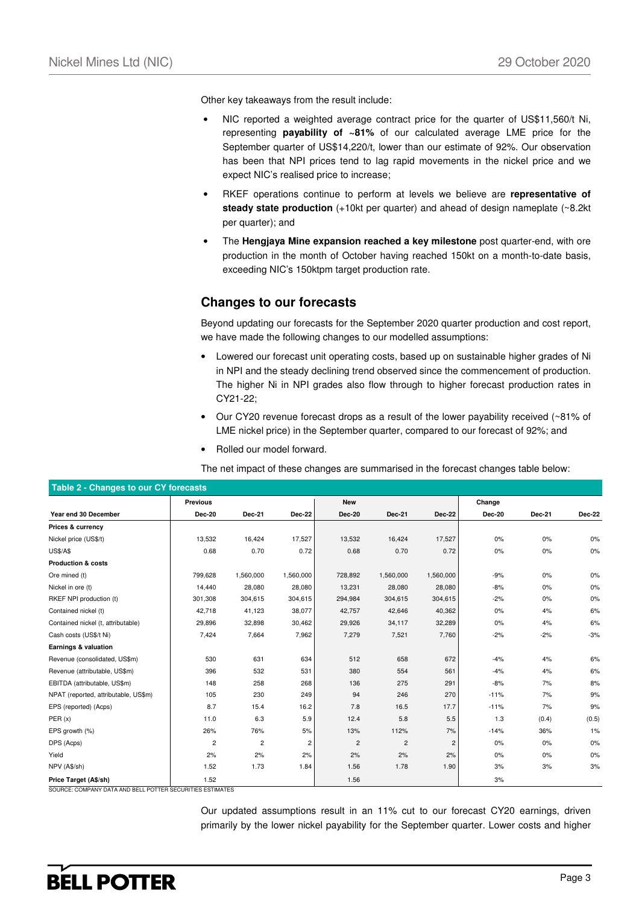Other key takeaways from the result include:

- NIC reported a weighted average contract price for the quarter of US$11,560/t Ni, representing **payability of ~81%** of our calculated average LME price for the September quarter of US$14,220/t, lower than our estimate of 92%. Our observation has been that NPI prices tend to lag rapid movements in the nickel price and we expect NIC's realised price to increase;
- RKEF operations continue to perform at levels we believe are **representative of steady state production** (+10kt per quarter) and ahead of design nameplate (~8.2kt per quarter); and
- The **Hengjaya Mine expansion reached a key milestone** post quarter-end, with ore production in the month of October having reached 150kt on a month-to-date basis, exceeding NIC's 150ktpm target production rate.

## Changes to our forecasts

Beyond updating our forecasts for the September 2020 quarter production and cost report, we have made the following changes to our modelled assumptions:

- Lowered our forecast unit operating costs, based up on sustainable higher grades of Ni in NPI and the steady declining trend observed since the commencement of production. The higher Ni in NPI grades also flow through to higher forecast production rates in CY21-22;
- Our CY20 revenue forecast drops as a result of the lower payability received (~81% of LME nickel price) in the September quarter, compared to our forecast of 92%; and
- Rolled our model forward.

The net impact of these changes are summarised in the forecast changes table below:

**Table 2 - Changes to our CY forecasts**

| | Previous | | | New | | | Change | | |
|---|---|---|---|---|---|---|---|---|---|
| **Year end 30 December** | **Dec-20** | **Dec-21** | **Dec-22** | **Dec-20** | **Dec-21** | **Dec-22** | **Dec-20** | **Dec-21** | **Dec-22** |
| **Prices & currency** | | | | | | | | | |
| Nickel price (US$/t) | 13,532 | 16,424 | 17,527 | 13,532 | 16,424 | 17,527 | 0% | 0% | 0% |
| US$/A$ | 0.68 | 0.70 | 0.72 | 0.68 | 0.70 | 0.72 | 0% | 0% | 0% |
| **Production & costs** | | | | | | | | | |
| Ore mined (t) | 799,628 | 1,560,000 | 1,560,000 | 728,892 | 1,560,000 | 1,560,000 | -9% | 0% | 0% |
| Nickel in ore (t) | 14,440 | 28,080 | 28,080 | 13,231 | 28,080 | 28,080 | -8% | 0% | 0% |
| RKEF NPI production (t) | 301,308 | 304,615 | 304,615 | 294,984 | 304,615 | 304,615 | -2% | 0% | 0% |
| Contained nickel (t) | 42,718 | 41,123 | 38,077 | 42,757 | 42,646 | 40,362 | 0% | 4% | 6% |
| Contained nickel (t, attributable) | 29,896 | 32,898 | 30,462 | 29,926 | 34,117 | 32,289 | 0% | 4% | 6% |
| Cash costs (US$/t Ni) | 7,424 | 7,664 | 7,962 | 7,279 | 7,521 | 7,760 | -2% | -2% | -3% |
| **Earnings & valuation** | | | | | | | | | |
| Revenue (consolidated, US$m) | 530 | 631 | 634 | 512 | 658 | 672 | -4% | 4% | 6% |
| Revenue (attributable, US$m) | 396 | 532 | 531 | 380 | 554 | 561 | -4% | 4% | 6% |
| EBITDA (attributable, US$m) | 148 | 258 | 268 | 136 | 275 | 291 | -8% | 7% | 8% |
| NPAT (reported, attributable, US$m) | 105 | 230 | 249 | 94 | 246 | 270 | -11% | 7% | 9% |
| EPS (reported) (Acps) | 8.7 | 15.4 | 16.2 | 7.8 | 16.5 | 17.7 | -11% | 7% | 9% |
| PER (x) | 11.0 | 6.3 | 5.9 | 12.4 | 5.8 | 5.5 | 1.3 | (0.4) | (0.5) |
| EPS growth (%) | 26% | 76% | 5% | 13% | 112% | 7% | -14% | 36% | 1% |
| DPS (Acps) | 2 | 2 | 2 | 2 | 2 | 2 | 0% | 0% | 0% |
| Yield | 2% | 2% | 2% | 2% | 2% | 2% | 0% | 0% | 0% |
| NPV (A$/sh) | 1.52 | 1.73 | 1.84 | 1.56 | 1.78 | 1.90 | 3% | 3% | 3% |
| **Price Target (A$/sh)** | 1.52 | | | 1.56 | | | 3% | | |

SOURCE: COMPANY DATA AND BELL POTTER SECURITIES ESTIMATES

Our updated assumptions result in an 11% cut to our forecast CY20 earnings, driven primarily by the lower nickel payability for the September quarter. Lower costs and higher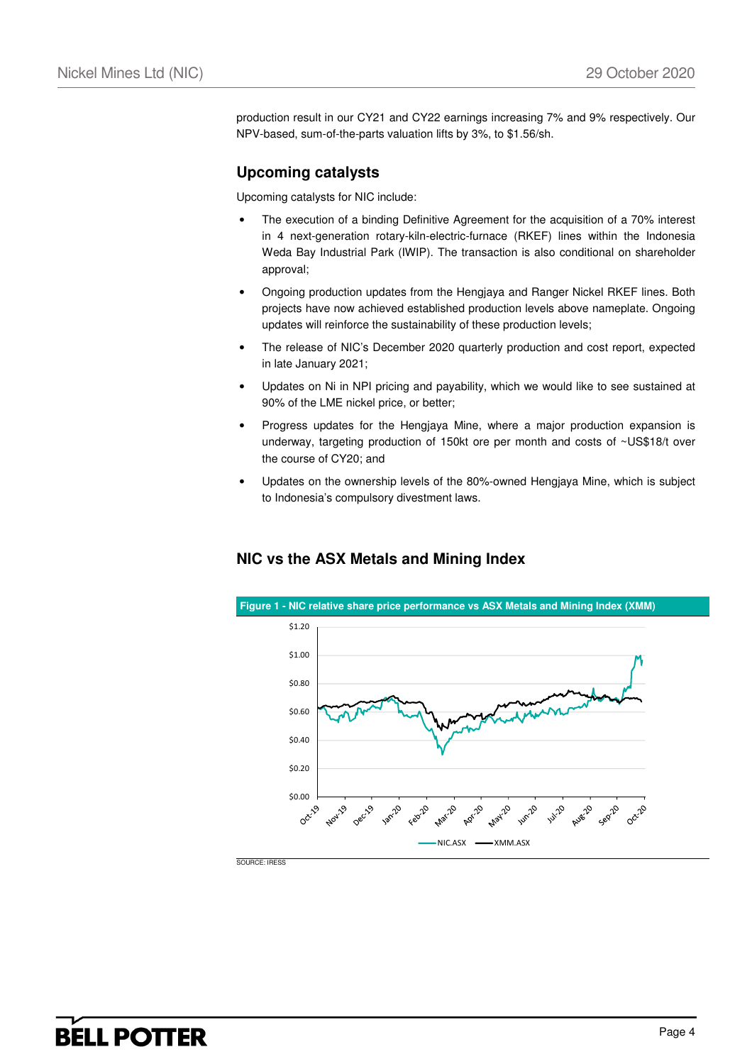production result in our CY21 and CY22 earnings increasing 7% and 9% respectively. Our NPV-based, sum-of-the-parts valuation lifts by 3%, to $1.56/sh.

## Upcoming catalysts

Upcoming catalysts for NIC include:

- The execution of a binding Definitive Agreement for the acquisition of a 70% interest in 4 next-generation rotary-kiln-electric-furnace (RKEF) lines within the Indonesia Weda Bay Industrial Park (IWIP). The transaction is also conditional on shareholder approval;
- Ongoing production updates from the Hengjaya and Ranger Nickel RKEF lines. Both projects have now achieved established production levels above nameplate. Ongoing updates will reinforce the sustainability of these production levels;
- The release of NIC's December 2020 quarterly production and cost report, expected in late January 2021;
- Updates on Ni in NPI pricing and payability, which we would like to see sustained at 90% of the LME nickel price, or better;
- Progress updates for the Hengjaya Mine, where a major production expansion is underway, targeting production of 150kt ore per month and costs of ~US$18/t over the course of CY20; and
- Updates on the ownership levels of the 80%-owned Hengjaya Mine, which is subject to Indonesia's compulsory divestment laws.

## NIC vs the ASX Metals and Mining Index

**Figure 1 - NIC relative share price performance vs ASX Metals and Mining Index (XMM)**

SOURCE: IRESS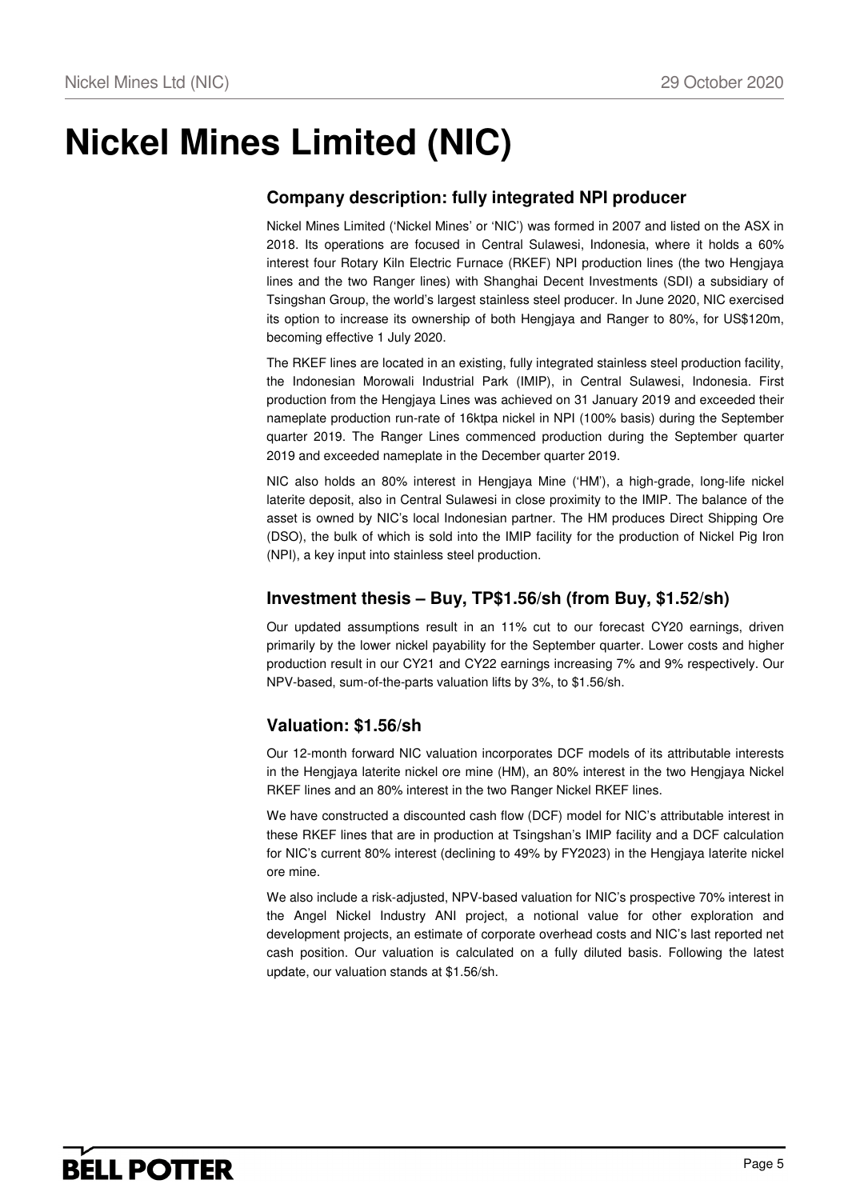# Nickel Mines Limited (NIC)

## Company description: fully integrated NPI producer

Nickel Mines Limited ('Nickel Mines' or 'NIC') was formed in 2007 and listed on the ASX in 2018. Its operations are focused in Central Sulawesi, Indonesia, where it holds a 60% interest four Rotary Kiln Electric Furnace (RKEF) NPI production lines (the two Hengjaya lines and the two Ranger lines) with Shanghai Decent Investments (SDI) a subsidiary of Tsingshan Group, the world's largest stainless steel producer. In June 2020, NIC exercised its option to increase its ownership of both Hengjaya and Ranger to 80%, for US$120m, becoming effective 1 July 2020.

The RKEF lines are located in an existing, fully integrated stainless steel production facility, the Indonesian Morowali Industrial Park (IMIP), in Central Sulawesi, Indonesia. First production from the Hengjaya Lines was achieved on 31 January 2019 and exceeded their nameplate production run-rate of 16ktpa nickel in NPI (100% basis) during the September quarter 2019. The Ranger Lines commenced production during the September quarter 2019 and exceeded nameplate in the December quarter 2019.

NIC also holds an 80% interest in Hengjaya Mine ('HM'), a high-grade, long-life nickel laterite deposit, also in Central Sulawesi in close proximity to the IMIP. The balance of the asset is owned by NIC's local Indonesian partner. The HM produces Direct Shipping Ore (DSO), the bulk of which is sold into the IMIP facility for the production of Nickel Pig Iron (NPI), a key input into stainless steel production.

## Investment thesis – Buy, TP$1.56/sh (from Buy, $1.52/sh)

Our updated assumptions result in an 11% cut to our forecast CY20 earnings, driven primarily by the lower nickel payability for the September quarter. Lower costs and higher production result in our CY21 and CY22 earnings increasing 7% and 9% respectively. Our NPV-based, sum-of-the-parts valuation lifts by 3%, to $1.56/sh.

## Valuation: $1.56/sh

Our 12-month forward NIC valuation incorporates DCF models of its attributable interests in the Hengjaya laterite nickel ore mine (HM), an 80% interest in the two Hengjaya Nickel RKEF lines and an 80% interest in the two Ranger Nickel RKEF lines.

We have constructed a discounted cash flow (DCF) model for NIC's attributable interest in these RKEF lines that are in production at Tsingshan's IMIP facility and a DCF calculation for NIC's current 80% interest (declining to 49% by FY2023) in the Hengjaya laterite nickel ore mine.

We also include a risk-adjusted, NPV-based valuation for NIC's prospective 70% interest in the Angel Nickel Industry ANI project, a notional value for other exploration and development projects, an estimate of corporate overhead costs and NIC's last reported net cash position. Our valuation is calculated on a fully diluted basis. Following the latest update, our valuation stands at $1.56/sh.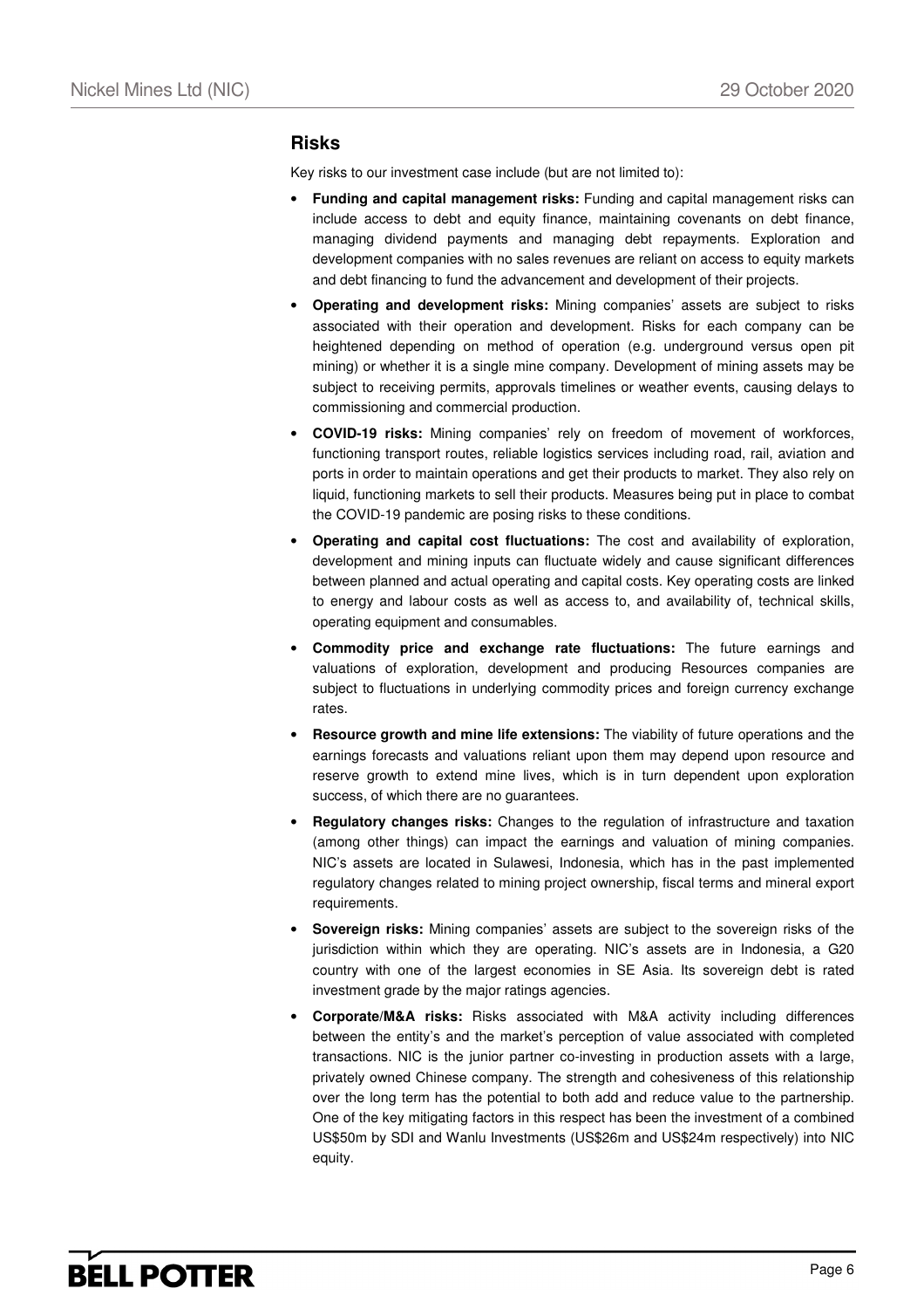## Risks

Key risks to our investment case include (but are not limited to):

- **Funding and capital management risks:** Funding and capital management risks can include access to debt and equity finance, maintaining covenants on debt finance, managing dividend payments and managing debt repayments. Exploration and development companies with no sales revenues are reliant on access to equity markets and debt financing to fund the advancement and development of their projects.
- **Operating and development risks:** Mining companies' assets are subject to risks associated with their operation and development. Risks for each company can be heightened depending on method of operation (e.g. underground versus open pit mining) or whether it is a single mine company. Development of mining assets may be subject to receiving permits, approvals timelines or weather events, causing delays to commissioning and commercial production.
- **COVID-19 risks:** Mining companies' rely on freedom of movement of workforces, functioning transport routes, reliable logistics services including road, rail, aviation and ports in order to maintain operations and get their products to market. They also rely on liquid, functioning markets to sell their products. Measures being put in place to combat the COVID-19 pandemic are posing risks to these conditions.
- **Operating and capital cost fluctuations:** The cost and availability of exploration, development and mining inputs can fluctuate widely and cause significant differences between planned and actual operating and capital costs. Key operating costs are linked to energy and labour costs as well as access to, and availability of, technical skills, operating equipment and consumables.
- **Commodity price and exchange rate fluctuations:** The future earnings and valuations of exploration, development and producing Resources companies are subject to fluctuations in underlying commodity prices and foreign currency exchange rates.
- **Resource growth and mine life extensions:** The viability of future operations and the earnings forecasts and valuations reliant upon them may depend upon resource and reserve growth to extend mine lives, which is in turn dependent upon exploration success, of which there are no guarantees.
- **Regulatory changes risks:** Changes to the regulation of infrastructure and taxation (among other things) can impact the earnings and valuation of mining companies. NIC's assets are located in Sulawesi, Indonesia, which has in the past implemented regulatory changes related to mining project ownership, fiscal terms and mineral export requirements.
- **Sovereign risks:** Mining companies' assets are subject to the sovereign risks of the jurisdiction within which they are operating. NIC's assets are in Indonesia, a G20 country with one of the largest economies in SE Asia. Its sovereign debt is rated investment grade by the major ratings agencies.
- **Corporate/M&A risks:** Risks associated with M&A activity including differences between the entity's and the market's perception of value associated with completed transactions. NIC is the junior partner co-investing in production assets with a large, privately owned Chinese company. The strength and cohesiveness of this relationship over the long term has the potential to both add and reduce value to the partnership. One of the key mitigating factors in this respect has been the investment of a combined US$50m by SDI and Wanlu Investments (US$26m and US$24m respectively) into NIC equity.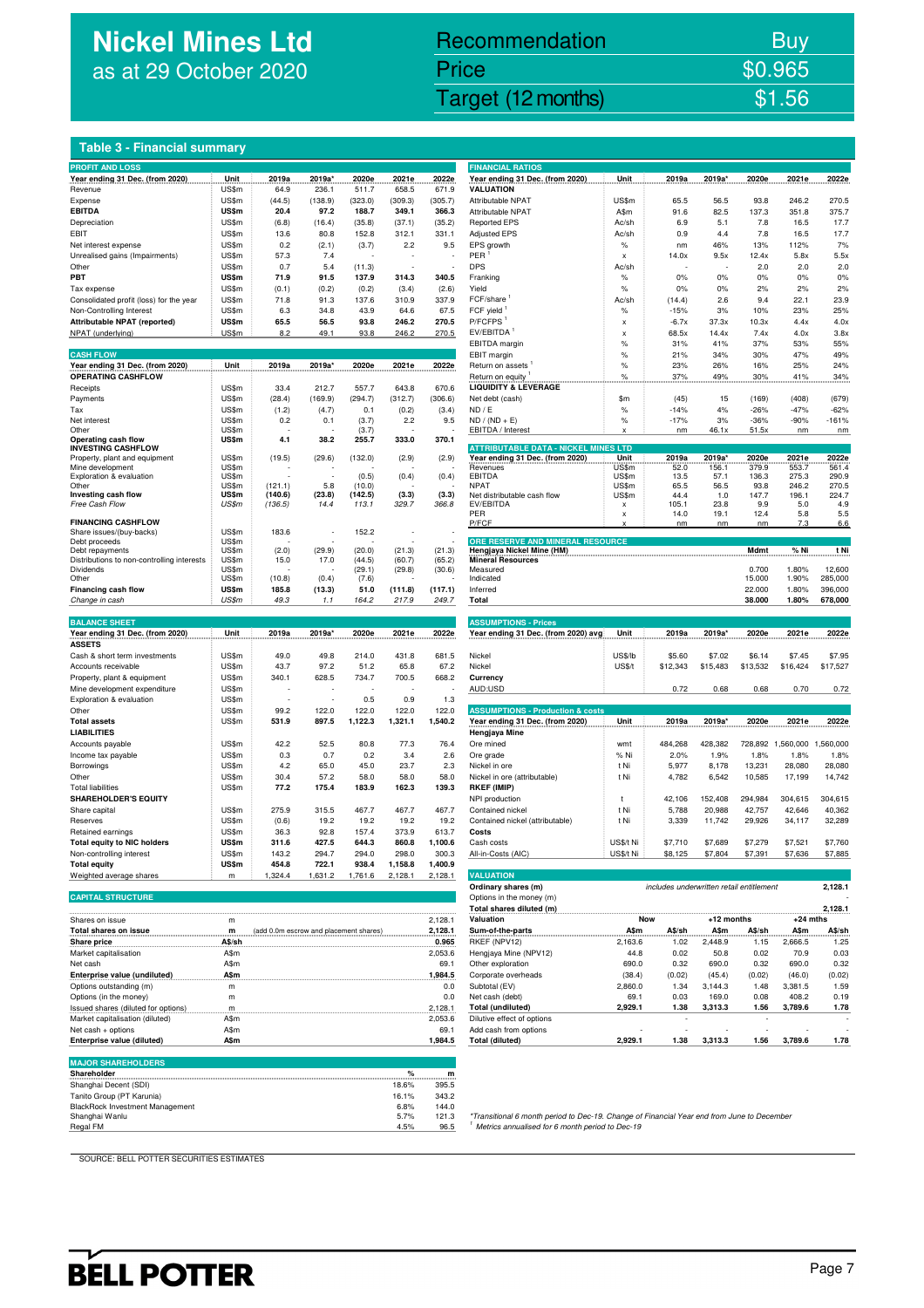# Nickel Mines Ltd

as at 29 October 2020

| | |
|---|---|
| Recommendation | Buy |
| Price | $0.965 |
| Target (12 months) | $1.56 |

## Table 3 - Financial summary

| PROFIT AND LOSS | | | | | | |
|---|---|---|---|---|---|---|
| Year ending 31 Dec. (from 2020) | Unit | 2019a | 2019a* | 2020e | 2021e | 2022e |
| Revenue | US$m | 64.9 | 236.1 | 511.7 | 658.5 | 671.9 |
| Expense | US$m | (44.5) | (138.9) | (323.0) | (309.3) | (305.7) |
| **EBITDA** | **US$m** | **20.4** | **97.2** | **188.7** | **349.1** | **366.3** |
| Depreciation | US$m | (6.8) | (16.4) | (35.8) | (37.1) | (35.2) |
| EBIT | US$m | 13.6 | 80.8 | 152.8 | 312.1 | 331.1 |
| Net interest expense | US$m | 0.2 | (2.1) | (3.7) | 2.2 | 9.5 |
| Unrealised gains (Impairments) | US$m | 57.3 | 7.4 | - | - | - |
| Other | US$m | 0.7 | 5.4 | (11.3) | - | - |
| **PBT** | **US$m** | **71.9** | **91.5** | **137.9** | **314.3** | **340.5** |
| Tax expense | US$m | (0.1) | (0.2) | (0.2) | (3.4) | (2.6) |
| Consolidated profit (loss) for the year | US$m | 71.8 | 91.3 | 137.6 | 310.9 | 337.9 |
| Non-Controlling Interest | US$m | 6.3 | 34.8 | 43.9 | 64.6 | 67.5 |
| **Attributable NPAT (reported)** | **US$m** | **65.5** | **56.5** | **93.8** | **246.2** | **270.5** |
| NPAT (underlying) | US$m | 8.2 | 49.1 | 93.8 | 246.2 | 270.5 |

| CASH FLOW | | | | | | |
|---|---|---|---|---|---|---|
| Year ending 31 Dec. (from 2020) | Unit | 2019a | 2019a* | 2020e | 2021e | 2022e |
| **OPERATING CASHFLOW** | | | | | | |
| Receipts | US$m | 33.4 | 212.7 | 557.7 | 643.8 | 670.6 |
| Payments | US$m | (28.4) | (169.9) | (294.7) | (312.7) | (306.6) |
| Tax | US$m | (1.2) | (4.7) | 0.1 | (0.2) | (3.4) |
| Net interest | US$m | 0.2 | 0.1 | (3.7) | 2.2 | 9.5 |
| Other | US$m | - | - | (3.7) | - | - |
| **Operating cash flow** | **US$m** | **4.1** | **38.2** | **255.7** | **333.0** | **370.1** |
| **INVESTING CASHFLOW** | | | | | | |
| Property, plant and equipment | US$m | (19.5) | (29.6) | (132.0) | (2.9) | (2.9) |
| Mine development | US$m | - | - | - | - | - |
| Exploration & evaluation | US$m | - | - | (0.5) | (0.4) | (0.4) |
| Other | US$m | (121.1) | 5.8 | (10.0) | - | - |
| **Investing cash flow** | **US$m** | **(140.6)** | **(23.8)** | **(142.5)** | **(3.3)** | **(3.3)** |
| *Free Cash Flow* | *US$m* | *(136.5)* | *14.4* | *113.1* | *329.7* | *366.8* |
| **FINANCING CASHFLOW** | | | | | | |
| Share issues/(buy-backs) | US$m | 183.6 | - | 152.2 | - | - |
| Debt proceeds | US$m | - | - | - | - | - |
| Debt repayments | US$m | (2.0) | (29.9) | (20.0) | (21.3) | (21.3) |
| Distributions to non-controlling interests | US$m | 15.0 | 17.0 | (44.5) | (60.7) | (65.2) |
| Dividends | US$m | - | - | (29.1) | (29.8) | (30.6) |
| Other | US$m | (10.8) | (0.4) | (7.6) | - | - |
| **Financing cash flow** | **US$m** | **185.8** | **(13.3)** | **51.0** | **(111.8)** | **(117.1)** |
| *Change in cash* | *US$m* | *49.3* | *1.1* | *164.2* | *217.9* | *249.7* |

| BALANCE SHEET | | | | | | |
|---|---|---|---|---|---|---|
| Year ending 31 Dec. (from 2020) | Unit | 2019a | 2019a* | 2020e | 2021e | 2022e |
| **ASSETS** | | | | | | |
| Cash & short term investments | US$m | 49.0 | 49.8 | 214.0 | 431.8 | 681.5 |
| Accounts receivable | US$m | 43.7 | 97.2 | 51.2 | 65.8 | 67.2 |
| Property, plant & equipment | US$m | 340.1 | 628.5 | 734.7 | 700.5 | 668.2 |
| Mine development expenditure | US$m | - | - | - | - | - |
| Exploration & evaluation | US$m | - | - | 0.5 | 0.9 | 1.3 |
| Other | US$m | 99.2 | 122.0 | 122.0 | 122.0 | 122.0 |
| **Total assets** | **US$m** | **531.9** | **897.5** | **1,122.3** | **1,321.1** | **1,540.2** |
| **LIABILITIES** | | | | | | |
| Accounts payable | US$m | 42.2 | 52.5 | 80.8 | 77.3 | 76.4 |
| Income tax payable | US$m | 0.3 | 0.7 | 0.2 | 3.4 | 2.6 |
| Borrowings | US$m | 4.2 | 65.0 | 45.0 | 23.7 | 2.3 |
| Other | US$m | 30.4 | 57.2 | 58.0 | 58.0 | 58.0 |
| Total liabilities | US$m | 77.2 | 175.4 | 183.9 | 162.3 | 139.3 |
| **SHAREHOLDER'S EQUITY** | | | | | | |
| Share capital | US$m | 275.9 | 315.5 | 467.7 | 467.7 | 467.7 |
| Reserves | US$m | (0.6) | 19.2 | 19.2 | 19.2 | 19.2 |
| Retained earnings | US$m | 36.3 | 92.8 | 157.4 | 373.9 | 613.7 |
| **Total equity to NIC holders** | **US$m** | **311.6** | **427.5** | **644.3** | **860.8** | **1,100.6** |
| Non-controlling interest | US$m | 143.2 | 294.7 | 294.0 | 298.0 | 300.3 |
| **Total equity** | **US$m** | **454.8** | **722.1** | **938.4** | **1,158.8** | **1,400.9** |
| Weighted average shares | m | 1,324.4 | 1,631.2 | 1,761.6 | 2,128.1 | 2,128.1 |

| CAPITAL STRUCTURE | | | |
|---|---|---|---|
| Shares on issue | m | | 2,128.1 |
| **Total shares on issue** | **m** | (add 0.0m escrow and placement shares) | **2,128.1** |
| **Share price** | **A$/sh** | | **0.965** |
| Market capitalisation | A$m | | 2,053.6 |
| Net cash | A$m | | 69.1 |
| **Enterprise value (undiluted)** | **A$m** | | **1,984.5** |
| Options outstanding (m) | m | | 0.0 |
| Options (in the money) | m | | 0.0 |
| Issued shares (diluted for options) | m | | 2,128.1 |
| Market capitalisation (diluted) | A$m | | 2,053.6 |
| Net cash + options | A$m | | 69.1 |
| **Enterprise value (diluted)** | **A$m** | | **1,984.5** |

| MAJOR SHAREHOLDERS | | |
|---|---|---|
| Shareholder | % | m |
| Shanghai Decent (SDI) | 18.6% | 395.5 |
| Tanito Group (PT Karunia) | 16.1% | 343.2 |
| BlackRock Investment Management | 6.8% | 144.0 |
| Shanghai Wanlu | 5.7% | 121.3 |
| Regal FM | 4.5% | 96.5 |

| FINANCIAL RATIOS | | | | | | |
|---|---|---|---|---|---|---|
| Year ending 31 Dec. (from 2020) | Unit | 2019a | 2019a* | 2020e | 2021e | 2022e |
| **VALUATION** | | | | | | |
| Attributable NPAT | US$m | 65.5 | 56.5 | 93.8 | 246.2 | 270.5 |
| Attributable NPAT | A$m | 91.6 | 82.5 | 137.3 | 351.8 | 375.7 |
| Reported EPS | Ac/sh | 6.9 | 5.1 | 7.8 | 16.5 | 17.7 |
| Adjusted EPS | Ac/sh | 0.9 | 4.4 | 7.8 | 16.5 | 17.7 |
| EPS growth | % | nm | 46% | 13% | 112% | 7% |
| PER [1] | x | 14.0x | 9.5x | 12.4x | 5.8x | 5.5x |
| DPS | Ac/sh | - | - | 2.0 | 2.0 | 2.0 |
| Franking | % | 0% | 0% | 0% | 0% | 0% |
| Yield | % | 0% | 0% | 2% | 2% | 2% |
| FCF/share [1] | Ac/sh | (14.4) | 2.6 | 9.4 | 22.1 | 23.9 |
| FCF yield [1] | % | -15% | 3% | 10% | 23% | 25% |
| P/FCFPS [1] | x | -6.7x | 37.3x | 10.3x | 4.4x | 4.0x |
| EV/EBITDA [1] | x | 68.5x | 14.4x | 7.4x | 4.0x | 3.8x |
| EBITDA margin | % | 31% | 41% | 37% | 53% | 55% |
| EBIT margin | % | 21% | 34% | 30% | 47% | 49% |
| Return on assets [1] | % | 23% | 26% | 16% | 25% | 24% |
| Return on equity [1] | % | 37% | 49% | 30% | 41% | 34% |
| **LIQUIDITY & LEVERAGE** | | | | | | |
| Net debt (cash) | $m | (45) | 15 | (169) | (408) | (679) |
| ND / E | % | -14% | 4% | -26% | -47% | -62% |
| ND / (ND + E) | % | -17% | 3% | -36% | -90% | -161% |
| EBITDA / Interest | x | nm | 46.1x | 51.5x | nm | nm |

| ATTRIBUTABLE DATA - NICKEL MINES LTD | | | | | | |
|---|---|---|---|---|---|---|
| Year ending 31 Dec. (from 2020) | Unit | 2019a | 2019a* | 2020e | 2021e | 2022e |
| Revenues | US$m | 52.0 | 156.1 | 379.9 | 553.7 | 561.4 |
| EBITDA | US$m | 13.5 | 57.1 | 136.3 | 275.3 | 290.9 |
| NPAT | US$m | 65.5 | 56.5 | 93.8 | 246.2 | 270.5 |
| Net distributable cash flow | US$m | 44.4 | 1.0 | 147.7 | 196.1 | 224.7 |
| EV/EBITDA | x | 105.1 | 23.8 | 9.9 | 5.0 | 4.9 |
| PER | x | 14.0 | 19.1 | 12.4 | 5.8 | 5.5 |
| P/FCF | x | nm | nm | nm | 7.3 | 6.6 |

| ORE RESERVE AND MINERAL RESOURCE | | | |
|---|---|---|---|
| Hengjaya Nickel Mine (HM) | Mdmt | % Ni | t Ni |
| **Mineral Resources** | | | |
| Measured | 0.700 | 1.80% | 12,600 |
| Indicated | 15.000 | 1.90% | 285,000 |
| Inferred | 22.000 | 1.80% | 396,000 |
| **Total** | **38.000** | **1.80%** | **678,000** |

| ASSUMPTIONS - Prices | | | | | | |
|---|---|---|---|---|---|---|
| Year ending 31 Dec. (from 2020) avg | Unit | 2019a | 2019a* | 2020e | 2021e | 2022e |
| Nickel | US$/lb | $5.60 | $7.02 | $6.14 | $7.45 | $7.95 |
| Nickel | US$/t | $12,343 | $15,483 | $13,532 | $16,424 | $17,527 |
| **Currency** | | | | | | |
| AUD:USD | | 0.72 | 0.68 | 0.68 | 0.70 | 0.72 |

| ASSUMPTIONS - Production & costs | | | | | | |
|---|---|---|---|---|---|---|
| Year ending 31 Dec. (from 2020) | Unit | 2019a | 2019a* | 2020e | 2021e | 2022e |
| **Hengjaya Mine** | | | | | | |
| Ore mined | wmt | 484,268 | 428,382 | 728,892 | 1,560,000 | 1,560,000 |
| Ore grade | % Ni | 2.0% | 1.9% | 1.8% | 1.8% | 1.8% |
| Nickel in ore | t Ni | 5,977 | 8,178 | 13,231 | 28,080 | 28,080 |
| Nickel in ore (attributable) | t Ni | 4,782 | 6,542 | 10,585 | 17,199 | 14,742 |
| **RKEF (IMIP)** | | | | | | |
| NPI production | t | 42,106 | 152,408 | 294,984 | 304,615 | 304,615 |
| Contained nickel | t Ni | 5,788 | 20,988 | 42,757 | 42,646 | 40,362 |
| Contained nickel (attributable) | t Ni | 3,339 | 11,742 | 29,926 | 34,117 | 32,289 |
| **Costs** | | | | | | |
| Cash costs | US$/t Ni | $7,710 | $7,689 | $7,279 | $7,521 | $7,760 |
| All-in-Costs (AIC) | US$/t Ni | $8,125 | $7,804 | $7,391 | $7,636 | $7,885 |

| VALUATION | | | | | | |
|---|---|---|---|---|---|---|
| **Ordinary shares (m)** | *includes underwritten retail entitlement* | | | | | **2,128.1** |
| Options in the money (m) | | | | | | - |
| **Total shares diluted (m)** | | | | | | **2,128.1** |
| **Valuation** | **Now** | | **+12 months** | | **+24 mths** | |
| **Sum-of-the-parts** | **A$m** | **A$/sh** | **A$m** | **A$/sh** | **A$m** | **A$/sh** |
| RKEF (NPV12) | 2,163.6 | 1.02 | 2,448.9 | 1.15 | 2,666.5 | 1.25 |
| Hengjaya Mine (NPV12) | 44.8 | 0.02 | 50.8 | 0.02 | 70.9 | 0.03 |
| Other exploration | 690.0 | 0.32 | 690.0 | 0.32 | 690.0 | 0.32 |
| Corporate overheads | (38.4) | (0.02) | (45.4) | (0.02) | (46.0) | (0.02) |
| Subtotal (EV) | 2,860.0 | 1.34 | 3,144.3 | 1.48 | 3,381.5 | 1.59 |
| Net cash (debt) | 69.1 | 0.03 | 169.0 | 0.08 | 408.2 | 0.19 |
| **Total (undiluted)** | **2,929.1** | **1.38** | **3,313.3** | **1.56** | **3,789.6** | **1.78** |
| Dilutive effect of options | | - | | - | | - |
| Add cash from options | - | - | - | - | - | - |
| **Total (diluted)** | **2,929.1** | **1.38** | **3,313.3** | **1.56** | **3,789.6** | **1.78** |

*\*Transitional 6 month period to Dec-19. Change of Financial Year end from June to December*

[1] *Metrics annualised for 6 month period to Dec-19*

SOURCE: BELL POTTER SECURITIES ESTIMATES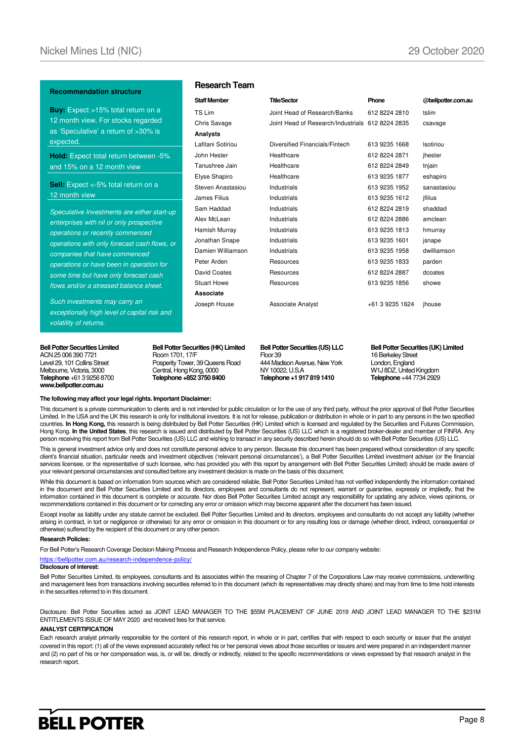### Recommendation structure

**Buy:** Expect >15% total return on a 12 month view. For stocks regarded as 'Speculative' a return of >30% is expected.

**Hold:** Expect total return between -5% and 15% on a 12 month view

**Sell:** Expect <-5% total return on a 12 month view

*Speculative Investments are either start-up enterprises with nil or only prospective operations or recently commenced operations with only forecast cash flows, or companies that have commenced operations or have been in operation for some time but have only forecast cash flows and/or a stressed balance sheet.*

*Such investments may carry an exceptionally high level of capital risk and volatility of returns.*

## Research Team

| Staff Member | Title/Sector | Phone | @bellpotter.com.au |
|---|---|---|---|
| TS Lim | Joint Head of Research/Banks | 612 8224 2810 | tslim |
| Chris Savage | Joint Head of Research/Industrials | 612 8224 2835 | csavage |
| **Analysts** | | | |
| Lafitani Sotiriou | Diversified Financials/Fintech | 613 9235 1668 | lsotiriou |
| John Hester | Healthcare | 612 8224 2871 | jhester |
| Tanushree Jain | Healthcare | 612 8224 2849 | tnjain |
| Elyse Shapiro | Healthcare | 613 9235 1877 | eshapiro |
| Steven Anastasiou | Industrials | 613 9235 1952 | sanastasiou |
| James Filius | Industrials | 613 9235 1612 | jfilius |
| Sam Haddad | Industrials | 612 8224 2819 | shaddad |
| Alex McLean | Industrials | 612 8224 2886 | amclean |
| Hamish Murray | Industrials | 613 9235 1813 | hmurray |
| Jonathan Snape | Industrials | 613 9235 1601 | jsnape |
| Damien Williamson | Industrials | 613 9235 1958 | dwilliamson |
| Peter Arden | Resources | 613 9235 1833 | parden |
| David Coates | Resources | 612 8224 2887 | dcoates |
| Stuart Howe | Resources | 613 9235 1856 | showe |
| **Associate** | | | |
| Joseph House | Associate Analyst | +61 3 9235 1624 | jhouse |

**Bell Potter Securities Limited**
ACN 25 006 390 7721
Level 29, 101 Collins Street
Melbourne, Victoria, 3000
**Telephone** +61 3 9256 8700
**www.bellpotter.com.au**

**Bell Potter Securities (HK) Limited**
Room 1701, 17/F
Posperity Tower, 39 Queens Road
Central, Hong Kong, 0000
**Telephone +852 3750 8400**

**Bell Potter Securities (US) LLC**
Floor 39
444 Madison Avenue, New York
NY 10022, U.S.A
**Telephone +1 917 819 1410**

**Bell Potter Securities (UK) Limited**
16 Berkeley Street
London, England
W1J 8DZ, United Kingdom
**Telephone** +44 7734 2929

**The following may affect your legal rights. Important Disclaimer:**

This document is a private communication to clients and is not intended for public circulation or for the use of any third party, without the prior approval of Bell Potter Securities Limited. In the USA and the UK this research is only for institutional investors. It is not for release, publication or distribution in whole or in part to any persons in the two specified countries. **In Hong Kong,** this research is being distributed by Bell Potter Securities (HK) Limited which is licensed and regulated by the Securities and Futures Commission, Hong Kong. **In the United States**, this research is issued and distributed by Bell Potter Securities (US) LLC which is a registered broker-dealer and member of FINRA. Any person receiving this report from Bell Potter Securities (US) LLC and wishing to transact in any security described herein should do so with Bell Potter Securities (US) LLC.

This is general investment advice only and does not constitute personal advice to any person. Because this document has been prepared without consideration of any specific client's financial situation, particular needs and investment objectives ('relevant personal circumstances'), a Bell Potter Securities Limited investment adviser (or the financial services licensee, or the representative of such licensee, who has provided you with this report by arrangement with Bell Potter Securities Limited) should be made aware of your relevant personal circumstances and consulted before any investment decision is made on the basis of this document.

While this document is based on information from sources which are considered reliable, Bell Potter Securities Limited has not verified independently the information contained in the document and Bell Potter Securities Limited and its directors, employees and consultants do not represent, warrant or guarantee, expressly or impliedly, that the information contained in this document is complete or accurate. Nor does Bell Potter Securities Limited accept any responsibility for updating any advice, views opinions, or recommendations contained in this document or for correcting any error or omission which may become apparent after the document has been issued.

Except insofar as liability under any statute cannot be excluded. Bell Potter Securities Limited and its directors, employees and consultants do not accept any liability (whether arising in contract, in tort or negligence or otherwise) for any error or omission in this document or for any resulting loss or damage (whether direct, indirect, consequential or otherwise) suffered by the recipient of this document or any other person.

**Research Policies:**

For Bell Potter's Research Coverage Decision Making Process and Research Independence Policy, please refer to our company website:

https://bellpotter.com.au/research-independence-policy/

**Disclosure of interest:**

Bell Potter Securities Limited, its employees, consultants and its associates within the meaning of Chapter 7 of the Corporations Law may receive commissions, underwriting and management fees from transactions involving securities referred to in this document (which its representatives may directly share) and may from time to time hold interests in the securities referred to in this document.

Disclosure: Bell Potter Securities acted as JOINT LEAD MANAGER TO THE $55M PLACEMENT OF JUNE 2019 AND JOINT LEAD MANAGER TO THE $231M ENTITLEMENTS ISSUE OF MAY 2020 and received fees for that service.

**ANALYST CERTIFICATION**

Each research analyst primarily responsible for the content of this research report, in whole or in part, certifies that with respect to each security or issuer that the analyst covered in this report: (1) all of the views expressed accurately reflect his or her personal views about those securities or issuers and were prepared in an independent manner and (2) no part of his or her compensation was, is, or will be, directly or indirectly, related to the specific recommendations or views expressed by that research analyst in the research report.